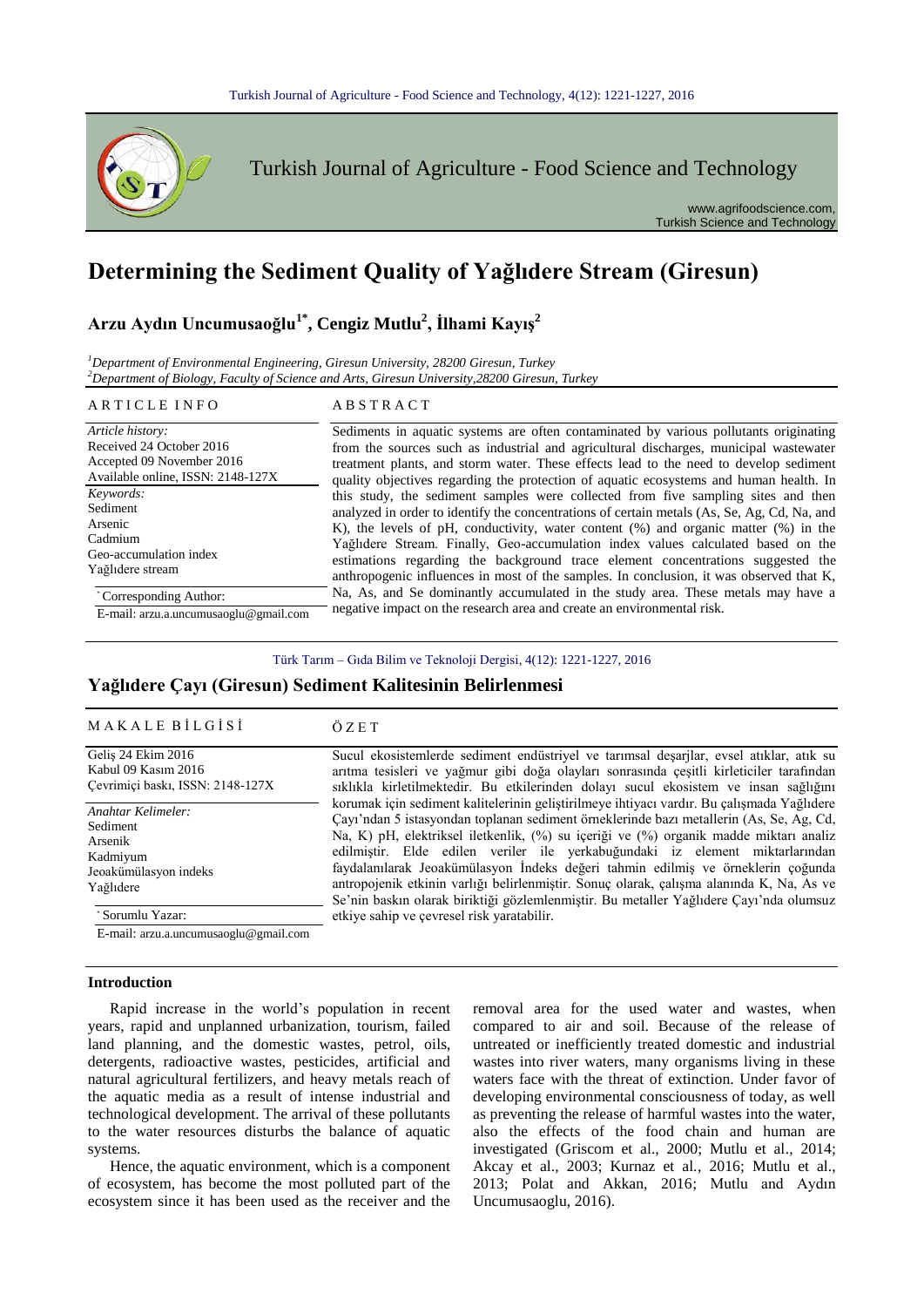# Determining the Sediment Quality of Yağlıdere Stream (Giresun)

## Arzu Aydın Uncumusaoğlu[1*], Cengiz Mutlu[2], İlhami Kayış[2]

[1]*Department of Environmental Engineering, Giresun University, 28200 Giresun, Turkey*
[2]*Department of Biology, Faculty of Science and Arts, Giresun University,28200 Giresun, Turkey*

**ARTICLE INFO**

*Article history:*
Received 24 October 2016
Accepted 09 November 2016
Available online, ISSN: 2148-127X

*Keywords:*
Sediment
Arsenic
Cadmium
Geo-accumulation index
Yağlıdere stream

*Corresponding Author:
E-mail: arzu.a.uncumusaoglu@gmail.com

**ABSTRACT**

Sediments in aquatic systems are often contaminated by various pollutants originating from the sources such as industrial and agricultural discharges, municipal wastewater treatment plants, and storm water. These effects lead to the need to develop sediment quality objectives regarding the protection of aquatic ecosystems and human health. In this study, the sediment samples were collected from five sampling sites and then analyzed in order to identify the concentrations of certain metals (As, Se, Ag, Cd, Na, and K), the levels of pH, conductivity, water content (%) and organic matter (%) in the Yağlıdere Stream. Finally, Geo-accumulation index values calculated based on the estimations regarding the background trace element concentrations suggested the anthropogenic influences in most of the samples. In conclusion, it was observed that K, Na, As, and Se dominantly accumulated in the study area. These metals may have a negative impact on the research area and create an environmental risk.

Türk Tarım – Gıda Bilim ve Teknoloji Dergisi, 4(12): 1221-1227, 2016

## Yağlıdere Çayı (Giresun) Sediment Kalitesinin Belirlenmesi

**MAKALE BİLGİSİ**

Geliş 24 Ekim 2016
Kabul 09 Kasım 2016
Çevrimiçi baskı, ISSN: 2148-127X

*Anahtar Kelimeler:*
Sediment
Arsenik
Kadmiyum
Jeoakümülasyon indeks
Yağlıdere

*Sorumlu Yazar:
E-mail: arzu.a.uncumusaoglu@gmail.com

**ÖZET**

Sucul ekosistemlerde sediment endüstriyel ve tarımsal deşarjlar, evsel atıklar, atık su arıtma tesisleri ve yağmur gibi doğa olayları sonrasında çeşitli kirleticiler tarafından sıklıkla kirletilmektedir. Bu etkilerinden dolayı sucul ekosistem ve insan sağlığını korumak için sediment kalitelerinin geliştirilmeye ihtiyacı vardır. Bu çalışmada Yağlıdere Çayı'ndan 5 istasyondan toplanan sediment örneklerinde bazı metallerin (As, Se, Ag, Cd, Na, K) pH, elektriksel iletkenlik, (%) su içeriği ve (%) organik madde miktarı analiz edilmiştir. Elde edilen veriler ile yerkabuğundaki iz element miktarlarından faydalanılarak Jeoakümülasyon İndeks değeri tahmin edilmiş ve örneklerin çoğunda antropojenik etkinin varlığı belirlenmiştir. Sonuç olarak, çalışma alanında K, Na, As ve Se'nin baskın olarak biriktiği gözlemlenmiştir. Bu metaller Yağlıdere Çayı'nda olumsuz etkiye sahip ve çevresel risk yaratabilir.

### Introduction

Rapid increase in the world's population in recent years, rapid and unplanned urbanization, tourism, failed land planning, and the domestic wastes, petrol, oils, detergents, radioactive wastes, pesticides, artificial and natural agricultural fertilizers, and heavy metals reach of the aquatic media as a result of intense industrial and technological development. The arrival of these pollutants to the water resources disturbs the balance of aquatic systems.

Hence, the aquatic environment, which is a component of ecosystem, has become the most polluted part of the ecosystem since it has been used as the receiver and the removal area for the used water and wastes, when compared to air and soil. Because of the release of untreated or inefficiently treated domestic and industrial wastes into river waters, many organisms living in these waters face with the threat of extinction. Under favor of developing environmental consciousness of today, as well as preventing the release of harmful wastes into the water, also the effects of the food chain and human are investigated (Griscom et al., 2000; Mutlu et al., 2014; Akcay et al., 2003; Kurnaz et al., 2016; Mutlu et al., 2013; Polat and Akkan, 2016; Mutlu and Aydın Uncumusaoglu, 2016).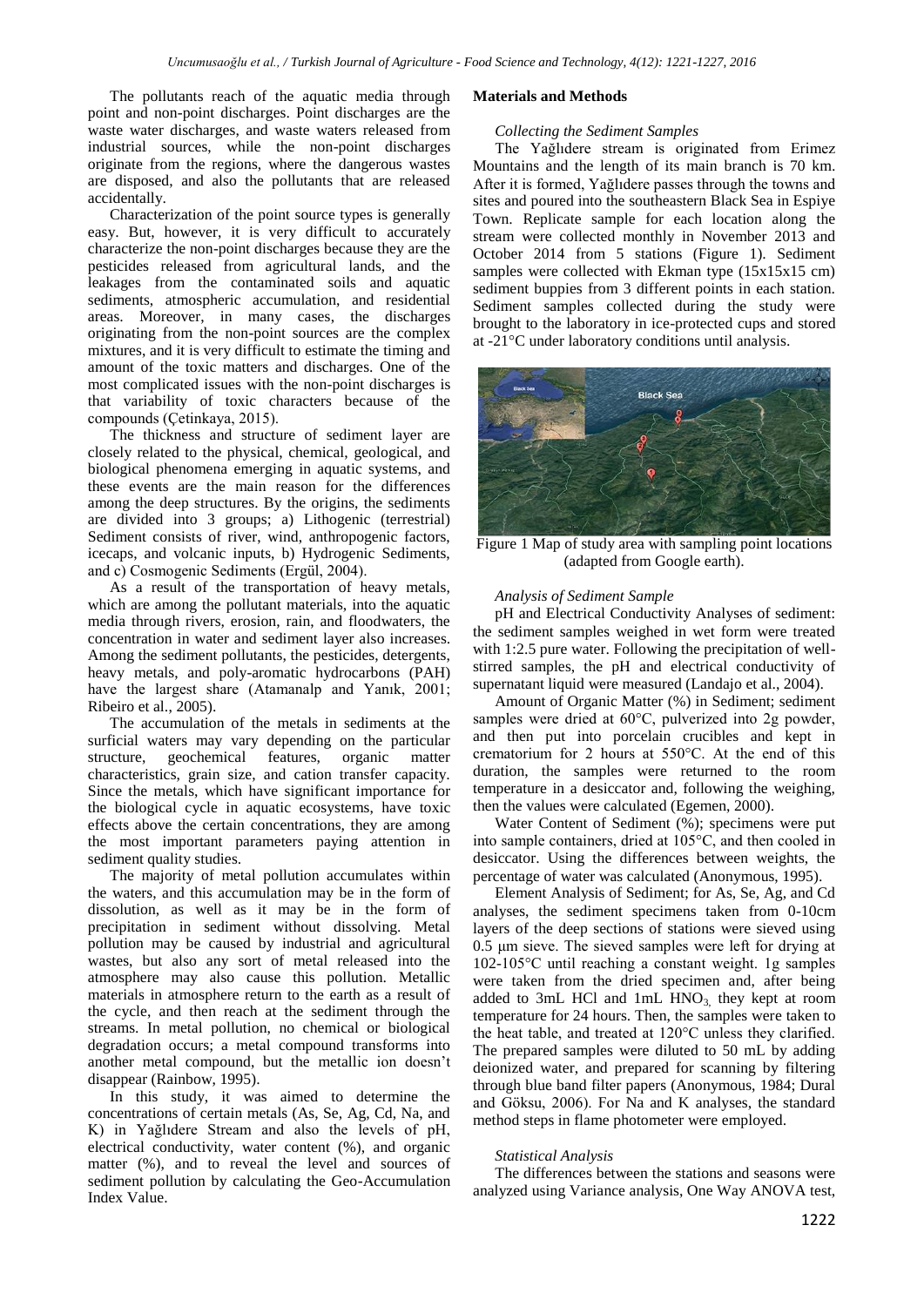The pollutants reach of the aquatic media through point and non-point discharges. Point discharges are the waste water discharges, and waste waters released from industrial sources, while the non-point discharges originate from the regions, where the dangerous wastes are disposed, and also the pollutants that are released accidentally.

Characterization of the point source types is generally easy. But, however, it is very difficult to accurately characterize the non-point discharges because they are the pesticides released from agricultural lands, and the leakages from the contaminated soils and aquatic sediments, atmospheric accumulation, and residential areas. Moreover, in many cases, the discharges originating from the non-point sources are the complex mixtures, and it is very difficult to estimate the timing and amount of the toxic matters and discharges. One of the most complicated issues with the non-point discharges is that variability of toxic characters because of the compounds (Çetinkaya, 2015).

The thickness and structure of sediment layer are closely related to the physical, chemical, geological, and biological phenomena emerging in aquatic systems, and these events are the main reason for the differences among the deep structures. By the origins, the sediments are divided into 3 groups; a) Lithogenic (terrestrial) Sediment consists of river, wind, anthropogenic factors, icecaps, and volcanic inputs, b) Hydrogenic Sediments, and c) Cosmogenic Sediments (Ergül, 2004).

As a result of the transportation of heavy metals, which are among the pollutant materials, into the aquatic media through rivers, erosion, rain, and floodwaters, the concentration in water and sediment layer also increases. Among the sediment pollutants, the pesticides, detergents, heavy metals, and poly-aromatic hydrocarbons (PAH) have the largest share (Atamanalp and Yanık, 2001; Ribeiro et al., 2005).

The accumulation of the metals in sediments at the surficial waters may vary depending on the particular structure, geochemical features, organic matter characteristics, grain size, and cation transfer capacity. Since the metals, which have significant importance for the biological cycle in aquatic ecosystems, have toxic effects above the certain concentrations, they are among the most important parameters paying attention in sediment quality studies.

The majority of metal pollution accumulates within the waters, and this accumulation may be in the form of dissolution, as well as it may be in the form of precipitation in sediment without dissolving. Metal pollution may be caused by industrial and agricultural wastes, but also any sort of metal released into the atmosphere may also cause this pollution. Metallic materials in atmosphere return to the earth as a result of the cycle, and then reach at the sediment through the streams. In metal pollution, no chemical or biological degradation occurs; a metal compound transforms into another metal compound, but the metallic ion doesn't disappear (Rainbow, 1995).

In this study, it was aimed to determine the concentrations of certain metals (As, Se, Ag, Cd, Na, and K) in Yağlıdere Stream and also the levels of pH, electrical conductivity, water content (%), and organic matter (%), and to reveal the level and sources of sediment pollution by calculating the Geo-Accumulation Index Value.

## Materials and Methods

### *Collecting the Sediment Samples*

The Yağlıdere stream is originated from Erimez Mountains and the length of its main branch is 70 km. After it is formed, Yağlıdere passes through the towns and sites and poured into the southeastern Black Sea in Espiye Town. Replicate sample for each location along the stream were collected monthly in November 2013 and October 2014 from 5 stations (Figure 1). Sediment samples were collected with Ekman type (15x15x15 cm) sediment buppies from 3 different points in each station. Sediment samples collected during the study were brought to the laboratory in ice-protected cups and stored at -21°C under laboratory conditions until analysis.

Figure 1 Map of study area with sampling point locations (adapted from Google earth).

### *Analysis of Sediment Sample*

pH and Electrical Conductivity Analyses of sediment: the sediment samples weighed in wet form were treated with 1:2.5 pure water. Following the precipitation of well-stirred samples, the pH and electrical conductivity of supernatant liquid were measured (Landajo et al., 2004).

Amount of Organic Matter (%) in Sediment; sediment samples were dried at 60°C, pulverized into 2g powder, and then put into porcelain crucibles and kept in crematorium for 2 hours at 550°C. At the end of this duration, the samples were returned to the room temperature in a desiccator and, following the weighing, then the values were calculated (Egemen, 2000).

Water Content of Sediment (%); specimens were put into sample containers, dried at 105°C, and then cooled in desiccator. Using the differences between weights, the percentage of water was calculated (Anonymous, 1995).

Element Analysis of Sediment; for As, Se, Ag, and Cd analyses, the sediment specimens taken from 0-10cm layers of the deep sections of stations were sieved using 0.5 µm sieve. The sieved samples were left for drying at 102-105°C until reaching a constant weight. 1g samples were taken from the dried specimen and, after being added to 3mL HCl and 1mL $HNO_3$, they kept at room temperature for 24 hours. Then, the samples were taken to the heat table, and treated at 120°C unless they clarified. The prepared samples were diluted to 50 mL by adding deionized water, and prepared for scanning by filtering through blue band filter papers (Anonymous, 1984; Dural and Göksu, 2006). For Na and K analyses, the standard method steps in flame photometer were employed.

### *Statistical Analysis*

The differences between the stations and seasons were analyzed using Variance analysis, One Way ANOVA test,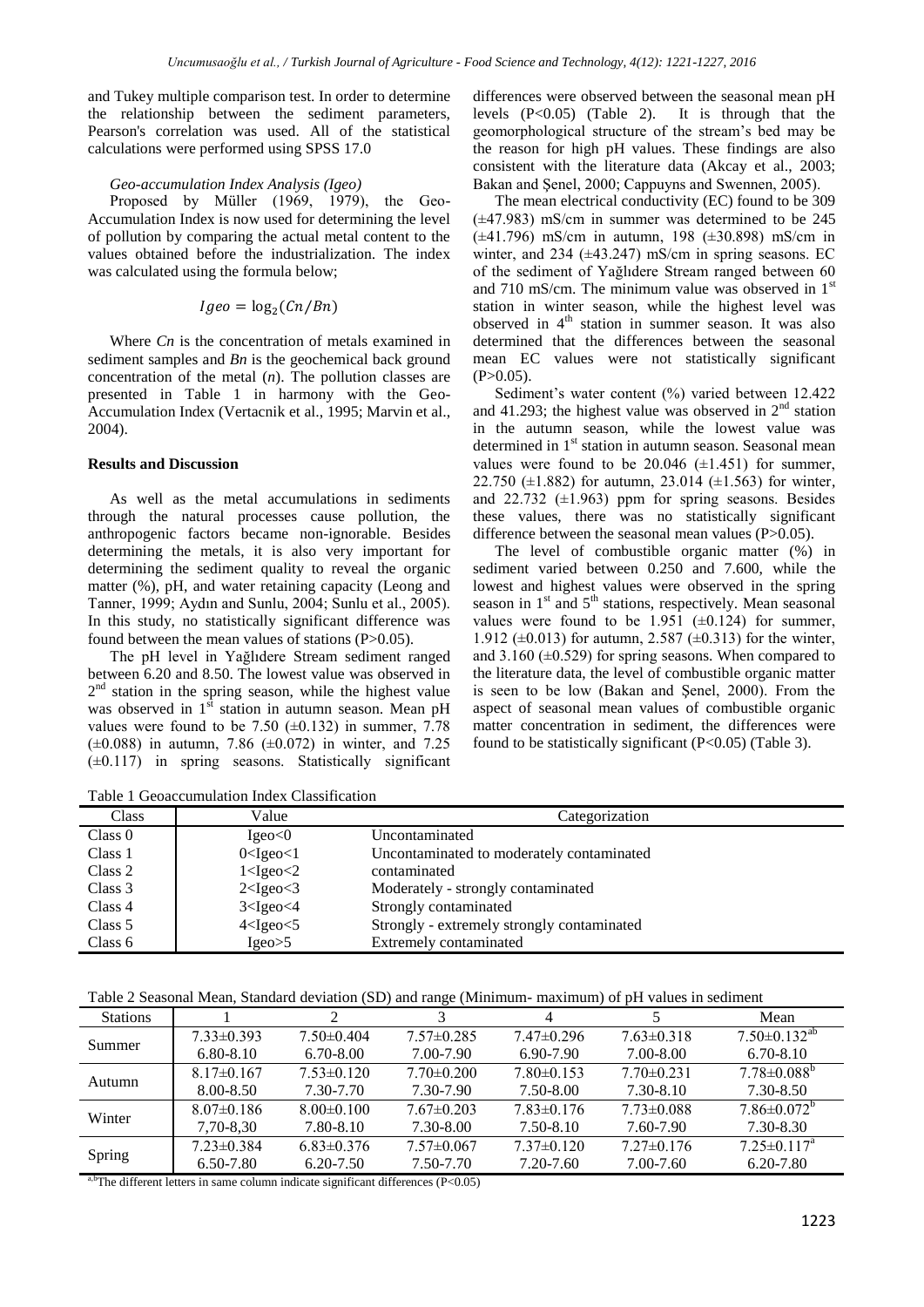and Tukey multiple comparison test. In order to determine the relationship between the sediment parameters, Pearson's correlation was used. All of the statistical calculations were performed using SPSS 17.0

*Geo-accumulation Index Analysis (Igeo)*

Proposed by Müller (1969, 1979), the Geo-Accumulation Index is now used for determining the level of pollution by comparing the actual metal content to the values obtained before the industrialization. The index was calculated using the formula below;

$$Igeo = \log_2(Cn/Bn)$$

Where *Cn* is the concentration of metals examined in sediment samples and *Bn* is the geochemical back ground concentration of the metal (*n*). The pollution classes are presented in Table 1 in harmony with the Geo-Accumulation Index (Vertacnik et al., 1995; Marvin et al., 2004).

## Results and Discussion

As well as the metal accumulations in sediments through the natural processes cause pollution, the anthropogenic factors became non-ignorable. Besides determining the metals, it is also very important for determining the sediment quality to reveal the organic matter (%), pH, and water retaining capacity (Leong and Tanner, 1999; Aydın and Sunlu, 2004; Sunlu et al., 2005). In this study, no statistically significant difference was found between the mean values of stations (P>0.05).

The pH level in Yağlıdere Stream sediment ranged between 6.20 and 8.50. The lowest value was observed in 2[nd] station in the spring season, while the highest value was observed in 1[st] station in autumn season. Mean pH values were found to be 7.50 (±0.132) in summer, 7.78 (±0.088) in autumn, 7.86 (±0.072) in winter, and 7.25 (±0.117) in spring seasons. Statistically significant differences were observed between the seasonal mean pH levels (P<0.05) (Table 2). It is through that the geomorphological structure of the stream's bed may be the reason for high pH values. These findings are also consistent with the literature data (Akcay et al., 2003; Bakan and Şenel, 2000; Cappuyns and Swennen, 2005).

The mean electrical conductivity (EC) found to be 309 (±47.983) mS/cm in summer was determined to be 245 (±41.796) mS/cm in autumn, 198 (±30.898) mS/cm in winter, and 234 (±43.247) mS/cm in spring seasons. EC of the sediment of Yağlıdere Stream ranged between 60 and 710 mS/cm. The minimum value was observed in 1[st] station in winter season, while the highest level was observed in 4[th] station in summer season. It was also determined that the differences between the seasonal mean EC values were not statistically significant (P>0.05).

Sediment's water content (%) varied between 12.422 and 41.293; the highest value was observed in 2[nd] station in the autumn season, while the lowest value was determined in 1[st] station in autumn season. Seasonal mean values were found to be 20.046 (±1.451) for summer, 22.750 (±1.882) for autumn, 23.014 (±1.563) for winter, and 22.732 (±1.963) ppm for spring seasons. Besides these values, there was no statistically significant difference between the seasonal mean values (P>0.05).

The level of combustible organic matter (%) in sediment varied between 0.250 and 7.600, while the lowest and highest values were observed in the spring season in 1[st] and 5[th] stations, respectively. Mean seasonal values were found to be 1.951 (±0.124) for summer, 1.912 (±0.013) for autumn, 2.587 (±0.313) for the winter, and 3.160 (±0.529) for spring seasons. When compared to the literature data, the level of combustible organic matter is seen to be low (Bakan and Şenel, 2000). From the aspect of seasonal mean values of combustible organic matter concentration in sediment, the differences were found to be statistically significant (P<0.05) (Table 3).

Table 1 Geoaccumulation Index Classification

| Class | Value | Categorization |
|---|---|---|
| Class 0 | Igeo<0 | Uncontaminated |
| Class 1 | 0<Igeo<1 | Uncontaminated to moderately contaminated |
| Class 2 | 1<Igeo<2 | contaminated |
| Class 3 | 2<Igeo<3 | Moderately - strongly contaminated |
| Class 4 | 3<Igeo<4 | Strongly contaminated |
| Class 5 | 4<Igeo<5 | Strongly - extremely strongly contaminated |
| Class 6 | Igeo>5 | Extremely contaminated |

Table 2 Seasonal Mean, Standard deviation (SD) and range (Minimum- maximum) of pH values in sediment

| Stations | 1 | 2 | 3 | 4 | 5 | Mean |
|---|---|---|---|---|---|---|
| Summer | 7.33±0.393 | 7.50±0.404 | 7.57±0.285 | 7.47±0.296 | 7.63±0.318 | 7.50±0.132[ab] |
| | 6.80-8.10 | 6.70-8.00 | 7.00-7.90 | 6.90-7.90 | 7.00-8.00 | 6.70-8.10 |
| Autumn | 8.17±0.167 | 7.53±0.120 | 7.70±0.200 | 7.80±0.153 | 7.70±0.231 | 7.78±0.088[b] |
| | 8.00-8.50 | 7.30-7.70 | 7.30-7.90 | 7.50-8.00 | 7.30-8.10 | 7.30-8.50 |
| Winter | 8.07±0.186 | 8.00±0.100 | 7.67±0.203 | 7.83±0.176 | 7.73±0.088 | 7.86±0.072[b] |
| | 7,70-8,30 | 7.80-8.10 | 7.30-8.00 | 7.50-8.10 | 7.60-7.90 | 7.30-8.30 |
| Spring | 7.23±0.384 | 6.83±0.376 | 7.57±0.067 | 7.37±0.120 | 7.27±0.176 | 7.25±0.117[a] |
| | 6.50-7.80 | 6.20-7.50 | 7.50-7.70 | 7.20-7.60 | 7.00-7.60 | 6.20-7.80 |

[a,b]The different letters in same column indicate significant differences (P<0.05)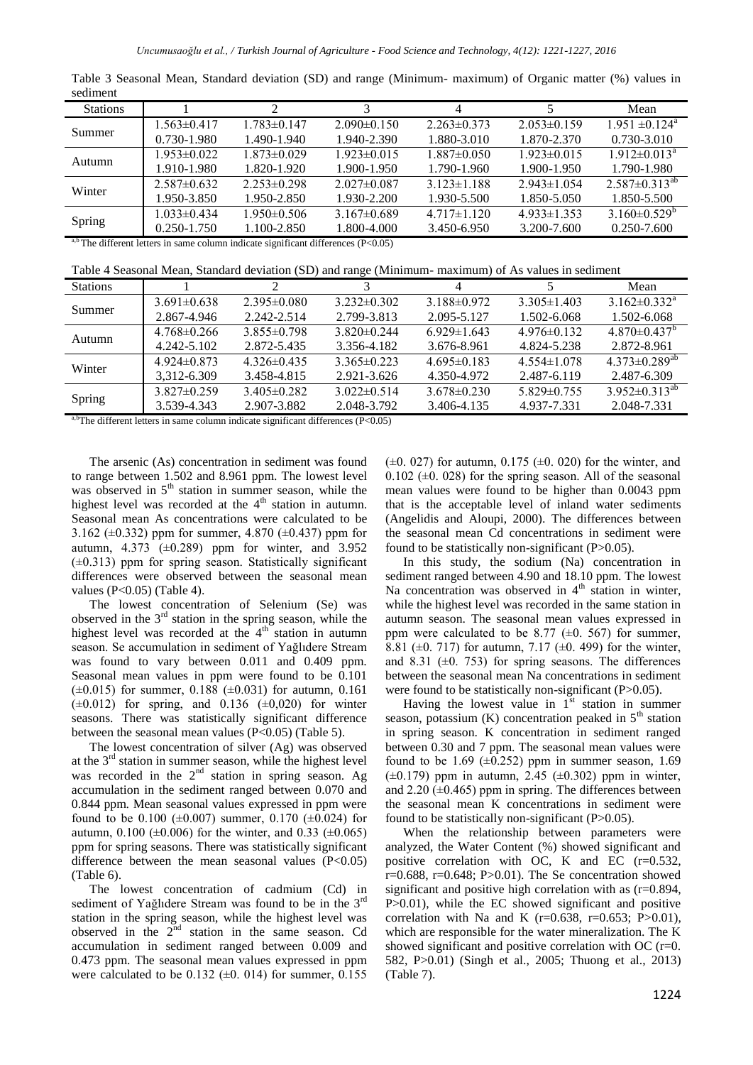Table 3 Seasonal Mean, Standard deviation (SD) and range (Minimum- maximum) of Organic matter (%) values in sediment

| Stations | 1 | 2 | 3 | 4 | 5 | Mean |
|---|---|---|---|---|---|---|
| Summer | 1.563±0.417 | 1.783±0.147 | 2.090±0.150 | 2.263±0.373 | 2.053±0.159 | 1.951 ±0.124[a] |
| | 0.730-1.980 | 1.490-1.940 | 1.940-2.390 | 1.880-3.010 | 1.870-2.370 | 0.730-3.010 |
| Autumn | 1.953±0.022 | 1.873±0.029 | 1.923±0.015 | 1.887±0.050 | 1.923±0.015 | 1.912±0.013[a] |
| | 1.910-1.980 | 1.820-1.920 | 1.900-1.950 | 1.790-1.960 | 1.900-1.950 | 1.790-1.980 |
| Winter | 2.587±0.632 | 2.253±0.298 | 2.027±0.087 | 3.123±1.188 | 2.943±1.054 | 2.587±0.313[ab] |
| | 1.950-3.850 | 1.950-2.850 | 1.930-2.200 | 1.930-5.500 | 1.850-5.050 | 1.850-5.500 |
| Spring | 1.033±0.434 | 1.950±0.506 | 3.167±0.689 | 4.717±1.120 | 4.933±1.353 | 3.160±0.529[b] |
| | 0.250-1.750 | 1.100-2.850 | 1.800-4.000 | 3.450-6.950 | 3.200-7.600 | 0.250-7.600 |

[a,b] The different letters in same column indicate significant differences (P<0.05)

Table 4 Seasonal Mean, Standard deviation (SD) and range (Minimum- maximum) of As values in sediment

| Stations | 1 | 2 | 3 | 4 | 5 | Mean |
|---|---|---|---|---|---|---|
| Summer | 3.691±0.638 | 2.395±0.080 | 3.232±0.302 | 3.188±0.972 | 3.305±1.403 | 3.162±0.332[a] |
| | 2.867-4.946 | 2.242-2.514 | 2.799-3.813 | 2.095-5.127 | 1.502-6.068 | 1.502-6.068 |
| Autumn | 4.768±0.266 | 3.855±0.798 | 3.820±0.244 | 6.929±1.643 | 4.976±0.132 | 4.870±0.437[b] |
| | 4.242-5.102 | 2.872-5.435 | 3.356-4.182 | 3.676-8.961 | 4.824-5.238 | 2.872-8.961 |
| Winter | 4.924±0.873 | 4.326±0.435 | 3.365±0.223 | 4.695±0.183 | 4.554±1.078 | 4.373±0.289[ab] |
| | 3,312-6.309 | 3.458-4.815 | 2.921-3.626 | 4.350-4.972 | 2.487-6.119 | 2.487-6.309 |
| Spring | 3.827±0.259 | 3.405±0.282 | 3.022±0.514 | 3.678±0.230 | 5.829±0.755 | 3.952±0.313[ab] |
| | 3.539-4.343 | 2.907-3.882 | 2.048-3.792 | 3.406-4.135 | 4.937-7.331 | 2.048-7.331 |

[a,b]The different letters in same column indicate significant differences (P<0.05)

The arsenic (As) concentration in sediment was found to range between 1.502 and 8.961 ppm. The lowest level was observed in 5[th] station in summer season, while the highest level was recorded at the 4[th] station in autumn. Seasonal mean As concentrations were calculated to be 3.162 (±0.332) ppm for summer, 4.870 (±0.437) ppm for autumn, 4.373 (±0.289) ppm for winter, and 3.952 (±0.313) ppm for spring season. Statistically significant differences were observed between the seasonal mean values (P<0.05) (Table 4).

The lowest concentration of Selenium (Se) was observed in the 3[rd] station in the spring season, while the highest level was recorded at the 4[th] station in autumn season. Se accumulation in sediment of Yağlıdere Stream was found to vary between 0.011 and 0.409 ppm. Seasonal mean values in ppm were found to be 0.101 (±0.015) for summer, 0.188 (±0.031) for autumn, 0.161 (±0.012) for spring, and 0.136 (±0,020) for winter seasons. There was statistically significant difference between the seasonal mean values (P<0.05) (Table 5).

The lowest concentration of silver (Ag) was observed at the 3[rd] station in summer season, while the highest level was recorded in the 2[nd] station in spring season. Ag accumulation in the sediment ranged between 0.070 and 0.844 ppm. Mean seasonal values expressed in ppm were found to be 0.100 (±0.007) summer, 0.170 (±0.024) for autumn, 0.100 (±0.006) for the winter, and 0.33 (±0.065) ppm for spring seasons. There was statistically significant difference between the mean seasonal values (P<0.05) (Table 6).

The lowest concentration of cadmium (Cd) in sediment of Yağlıdere Stream was found to be in the 3[rd] station in the spring season, while the highest level was observed in the 2[nd] station in the same season. Cd accumulation in sediment ranged between 0.009 and 0.473 ppm. The seasonal mean values expressed in ppm were calculated to be 0.132 (±0. 014) for summer, 0.155 (±0. 027) for autumn, 0.175 (±0. 020) for the winter, and 0.102 (±0. 028) for the spring season. All of the seasonal mean values were found to be higher than 0.0043 ppm that is the acceptable level of inland water sediments (Angelidis and Aloupi, 2000). The differences between the seasonal mean Cd concentrations in sediment were found to be statistically non-significant (P>0.05).

In this study, the sodium (Na) concentration in sediment ranged between 4.90 and 18.10 ppm. The lowest Na concentration was observed in 4[th] station in winter, while the highest level was recorded in the same station in autumn season. The seasonal mean values expressed in ppm were calculated to be 8.77 (±0. 567) for summer, 8.81 (±0. 717) for autumn, 7.17 (±0. 499) for the winter, and 8.31 (±0. 753) for spring seasons. The differences between the seasonal mean Na concentrations in sediment were found to be statistically non-significant (P>0.05).

Having the lowest value in 1[st] station in summer season, potassium (K) concentration peaked in 5[th] station in spring season. K concentration in sediment ranged between 0.30 and 7 ppm. The seasonal mean values were found to be 1.69 (±0.252) ppm in summer season, 1.69 (±0.179) ppm in autumn, 2.45 (±0.302) ppm in winter, and 2.20 (±0.465) ppm in spring. The differences between the seasonal mean K concentrations in sediment were found to be statistically non-significant (P>0.05).

When the relationship between parameters were analyzed, the Water Content (%) showed significant and positive correlation with OC, K and EC (r=0.532, r=0.688, r=0.648; P>0.01). The Se concentration showed significant and positive high correlation with as (r=0.894, P>0.01), while the EC showed significant and positive correlation with Na and K (r=0.638, r=0.653; P>0.01), which are responsible for the water mineralization. The K showed significant and positive correlation with OC (r=0. 582, P>0.01) (Singh et al., 2005; Thuong et al., 2013) (Table 7).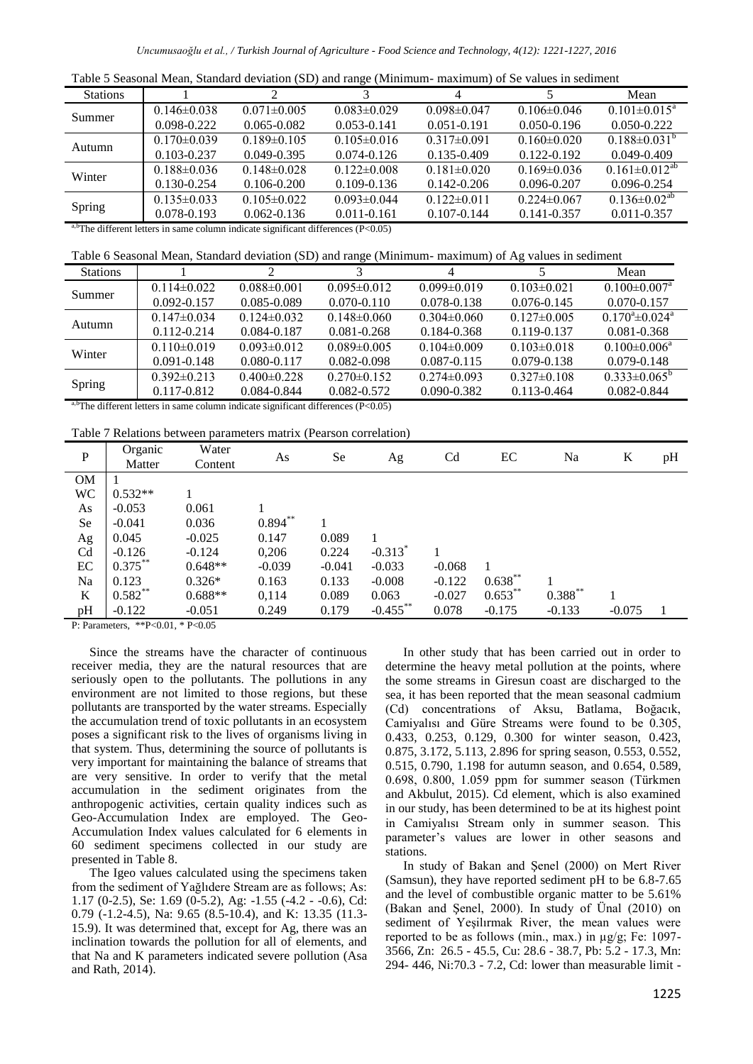Table 5 Seasonal Mean, Standard deviation (SD) and range (Minimum- maximum) of Se values in sediment

| Stations | 1 | 2 | 3 | 4 | 5 | Mean |
|---|---|---|---|---|---|---|
| Summer | 0.146±0.038 | 0.071±0.005 | 0.083±0.029 | 0.098±0.047 | 0.106±0.046 | 0.101±0.015[a] |
| | 0.098-0.222 | 0.065-0.082 | 0.053-0.141 | 0.051-0.191 | 0.050-0.196 | 0.050-0.222 |
| Autumn | 0.170±0.039 | 0.189±0.105 | 0.105±0.016 | 0.317±0.091 | 0.160±0.020 | 0.188±0.031[b] |
| | 0.103-0.237 | 0.049-0.395 | 0.074-0.126 | 0.135-0.409 | 0.122-0.192 | 0.049-0.409 |
| Winter | 0.188±0.036 | 0.148±0.028 | 0.122±0.008 | 0.181±0.020 | 0.169±0.036 | 0.161±0.012[ab] |
| | 0.130-0.254 | 0.106-0.200 | 0.109-0.136 | 0.142-0.206 | 0.096-0.207 | 0.096-0.254 |
| Spring | 0.135±0.033 | 0.105±0.022 | 0.093±0.044 | 0.122±0.011 | 0.224±0.067 | 0.136±0.02[ab] |
| | 0.078-0.193 | 0.062-0.136 | 0.011-0.161 | 0.107-0.144 | 0.141-0.357 | 0.011-0.357 |

[a,b]The different letters in same column indicate significant differences ($P<0.05$)

Table 6 Seasonal Mean, Standard deviation (SD) and range (Minimum- maximum) of Ag values in sediment

| Stations | 1 | 2 | 3 | 4 | 5 | Mean |
|---|---|---|---|---|---|---|
| Summer | 0.114±0.022 | 0.088±0.001 | 0.095±0.012 | 0.099±0.019 | 0.103±0.021 | 0.100±0.007[a] |
| | 0.092-0.157 | 0.085-0.089 | 0.070-0.110 | 0.078-0.138 | 0.076-0.145 | 0.070-0.157 |
| Autumn | 0.147±0.034 | 0.124±0.032 | 0.148±0.060 | 0.304±0.060 | 0.127±0.005 | 0.170[a]±0.024[a] |
| | 0.112-0.214 | 0.084-0.187 | 0.081-0.268 | 0.184-0.368 | 0.119-0.137 | 0.081-0.368 |
| Winter | 0.110±0.019 | 0.093±0.012 | 0.089±0.005 | 0.104±0.009 | 0.103±0.018 | 0.100±0.006[a] |
| | 0.091-0.148 | 0.080-0.117 | 0.082-0.098 | 0.087-0.115 | 0.079-0.138 | 0.079-0.148 |
| Spring | 0.392±0.213 | 0.400±0.228 | 0.270±0.152 | 0.274±0.093 | 0.327±0.108 | 0.333±0.065[b] |
| | 0.117-0.812 | 0.084-0.844 | 0.082-0.572 | 0.090-0.382 | 0.113-0.464 | 0.082-0.844 |

[a,b]The different letters in same column indicate significant differences ($P<0.05$)

Table 7 Relations between parameters matrix (Pearson correlation)

| P | Organic Matter | Water Content | As | Se | Ag | Cd | EC | Na | K | pH |
|---|---|---|---|---|---|---|---|---|---|---|
| OM | 1 | | | | | | | | | |
| WC | 0.532** | 1 | | | | | | | | |
| As | -0.053 | 0.061 | 1 | | | | | | | |
| Se | -0.041 | 0.036 | 0.894** | 1 | | | | | | |
| Ag | 0.045 | -0.025 | 0.147 | 0.089 | 1 | | | | | |
| Cd | -0.126 | -0.124 | 0,206 | 0.224 | -0.313* | 1 | | | | |
| EC | 0.375** | 0.648** | -0.039 | -0.041 | -0.033 | -0.068 | 1 | | | |
| Na | 0.123 | 0.326* | 0.163 | 0.133 | -0.008 | -0.122 | 0.638** | 1 | | |
| K | 0.582** | 0.688** | 0,114 | 0.089 | 0.063 | -0.027 | 0.653** | 0.388** | 1 | |
| pH | -0.122 | -0.051 | 0.249 | 0.179 | -0.455** | 0.078 | -0.175 | -0.133 | -0.075 | 1 |

P: Parameters, **$P<0.01$, * $P<0.05$

Since the streams have the character of continuous receiver media, they are the natural resources that are seriously open to the pollutants. The pollutions in any environment are not limited to those regions, but these pollutants are transported by the water streams. Especially the accumulation trend of toxic pollutants in an ecosystem poses a significant risk to the lives of organisms living in that system. Thus, determining the source of pollutants is very important for maintaining the balance of streams that are very sensitive. In order to verify that the metal accumulation in the sediment originates from the anthropogenic activities, certain quality indices such as Geo-Accumulation Index are employed. The Geo-Accumulation Index values calculated for 6 elements in 60 sediment specimens collected in our study are presented in Table 8.

The Igeo values calculated using the specimens taken from the sediment of Yağlıdere Stream are as follows; As: 1.17 (0-2.5), Se: 1.69 (0-5.2), Ag: -1.55 (-4.2 - -0.6), Cd: 0.79 (-1.2-4.5), Na: 9.65 (8.5-10.4), and K: 13.35 (11.3-15.9). It was determined that, except for Ag, there was an inclination towards the pollution for all of elements, and that Na and K parameters indicated severe pollution (Asa and Rath, 2014).

In other study that has been carried out in order to determine the heavy metal pollution at the points, where the some streams in Giresun coast are discharged to the sea, it has been reported that the mean seasonal cadmium (Cd) concentrations of Aksu, Batlama, Boğacık, Camiyalısı and Güre Streams were found to be 0.305, 0.433, 0.253, 0.129, 0.300 for winter season, 0.423, 0.875, 3.172, 5.113, 2.896 for spring season, 0.553, 0.552, 0.515, 0.790, 1.198 for autumn season, and 0.654, 0.589, 0.698, 0.800, 1.059 ppm for summer season (Türkmen and Akbulut, 2015). Cd element, which is also examined in our study, has been determined to be at its highest point in Camiyalısı Stream only in summer season. This parameter's values are lower in other seasons and stations.

In study of Bakan and Şenel (2000) on Mert River (Samsun), they have reported sediment pH to be 6.8-7.65 and the level of combustible organic matter to be 5.61% (Bakan and Şenel, 2000). In study of Ünal (2010) on sediment of Yeşilırmak River, the mean values were reported to be as follows (min., max.) in µg/g; Fe: 1097-3566, Zn: 26.5 - 45.5, Cu: 28.6 - 38.7, Pb: 5.2 - 17.3, Mn: 294- 446, Ni:70.3 - 7.2, Cd: lower than measurable limit -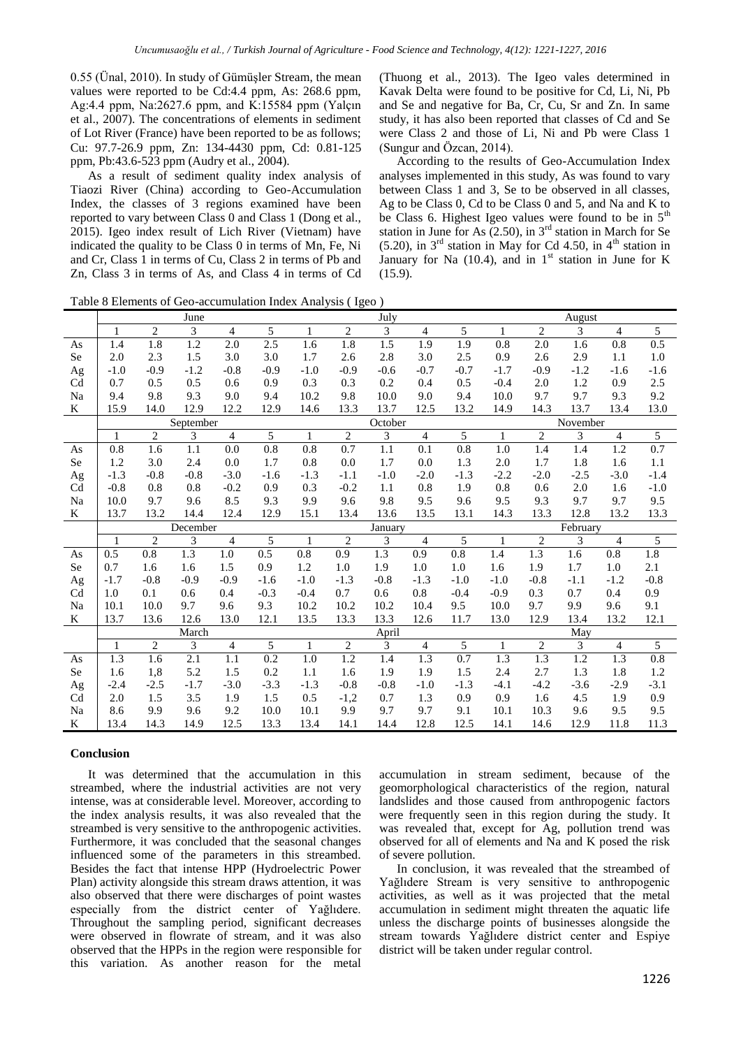0.55 (Ünal, 2010). In study of Gümüşler Stream, the mean values were reported to be Cd:4.4 ppm, As: 268.6 ppm, Ag:4.4 ppm, Na:2627.6 ppm, and K:15584 ppm (Yalçın et al., 2007). The concentrations of elements in sediment of Lot River (France) have been reported to be as follows; Cu: 97.7-26.9 ppm, Zn: 134-4430 ppm, Cd: 0.81-125 ppm, Pb:43.6-523 ppm (Audry et al., 2004).

As a result of sediment quality index analysis of Tiaozi River (China) according to Geo-Accumulation Index, the classes of 3 regions examined have been reported to vary between Class 0 and Class 1 (Dong et al., 2015). Igeo index result of Lich River (Vietnam) have indicated the quality to be Class 0 in terms of Mn, Fe, Ni and Cr, Class 1 in terms of Cu, Class 2 in terms of Pb and Zn, Class 3 in terms of As, and Class 4 in terms of Cd (Thuong et al., 2013). The Igeo vales determined in Kavak Delta were found to be positive for Cd, Li, Ni, Pb and Se and negative for Ba, Cr, Cu, Sr and Zn. In same study, it has also been reported that classes of Cd and Se were Class 2 and those of Li, Ni and Pb were Class 1 (Sungur and Özcan, 2014).

According to the results of Geo-Accumulation Index analyses implemented in this study, As was found to vary between Class 1 and 3, Se to be observed in all classes, Ag to be Class 0, Cd to be Class 0 and 5, and Na and K to be Class 6. Highest Igeo values were found to be in 5th station in June for As (2.50), in 3rd station in March for Se (5.20), in 3rd station in May for Cd 4.50, in 4th station in January for Na (10.4), and in 1st station in June for K (15.9).

Table 8 Elements of Geo-accumulation Index Analysis ( Igeo )

| | June | | | | | July | | | | | August | | | | |
|---|---|---|---|---|---|---|---|---|---|---|---|---|---|---|---|
| | 1 | 2 | 3 | 4 | 5 | 1 | 2 | 3 | 4 | 5 | 1 | 2 | 3 | 4 | 5 |
| As | 1.4 | 1.8 | 1.2 | 2.0 | 2.5 | 1.6 | 1.8 | 1.5 | 1.9 | 1.9 | 0.8 | 2.0 | 1.6 | 0.8 | 0.5 |
| Se | 2.0 | 2.3 | 1.5 | 3.0 | 1.7 | 2.6 | 2.8 | 3.0 | 2.5 | 0.9 | 2.6 | 2.9 | 1.1 | 1.0 | |
| Ag | -1.0 | -0.9 | -1.2 | -0.8 | -0.9 | -1.0 | -0.9 | -0.6 | -0.7 | -0.7 | -1.7 | -0.9 | -1.2 | -1.6 | -1.6 |
| Cd | 0.7 | 0.5 | 0.5 | 0.6 | 0.9 | 0.3 | 0.3 | 0.2 | 0.4 | 0.5 | -0.4 | 2.0 | 1.2 | 0.9 | 2.5 |
| Na | 9.4 | 9.8 | 9.3 | 9.0 | 9.4 | 10.2 | 9.8 | 10.0 | 9.0 | 9.4 | 10.0 | 9.7 | 9.7 | 9.3 | 9.2 |
| K | 15.9 | 14.0 | 12.9 | 12.2 | 12.9 | 14.6 | 13.3 | 13.7 | 12.5 | 13.2 | 14.9 | 14.3 | 13.7 | 13.4 | 13.0 |
| | September | | | | | October | | | | | November | | | | |
| | 1 | 2 | 3 | 4 | 5 | 1 | 2 | 3 | 4 | 5 | 1 | 2 | 3 | 4 | 5 |
| As | 0.8 | 1.6 | 1.1 | 0.0 | 0.8 | 0.8 | 0.7 | 1.1 | 0.1 | 0.8 | 1.0 | 1.4 | 1.4 | 1.2 | 0.7 |
| Se | 1.2 | 3.0 | 2.4 | 0.0 | 1.7 | 0.8 | 0.0 | 1.7 | 0.0 | 1.3 | 2.0 | 1.7 | 1.8 | 1.6 | 1.1 |
| Ag | -1.3 | -0.8 | -0.8 | -3.0 | -1.6 | -1.3 | -1.1 | -1.0 | -2.0 | -1.3 | -2.2 | -2.0 | -2.5 | -3.0 | -1.4 |
| Cd | -0.8 | 0.8 | 0.8 | -0.2 | 0.9 | 0.3 | -0.2 | 1.1 | 0.8 | 1.9 | 0.8 | 0.6 | 2.0 | 1.6 | -1.0 |
| Na | 10.0 | 9.7 | 9.6 | 8.5 | 9.3 | 9.9 | 9.6 | 9.8 | 9.5 | 9.6 | 9.5 | 9.3 | 9.7 | 9.7 | 9.5 |
| K | 13.7 | 13.2 | 14.4 | 12.4 | 12.9 | 15.1 | 13.4 | 13.6 | 13.5 | 13.1 | 14.3 | 13.3 | 12.8 | 13.2 | 13.3 |
| | December | | | | | January | | | | | February | | | | |
| | 1 | 2 | 3 | 4 | 5 | 1 | 2 | 3 | 4 | 5 | 1 | 2 | 3 | 4 | 5 |
| As | 0.5 | 0.8 | 1.3 | 1.0 | 0.5 | 0.8 | 0.9 | 1.3 | 0.9 | 0.8 | 1.4 | 1.3 | 1.6 | 0.8 | 1.8 |
| Se | 0.7 | 1.6 | 1.6 | 1.5 | 0.9 | 1.2 | 1.0 | 1.9 | 1.0 | 1.0 | 1.6 | 1.9 | 1.7 | 1.0 | 2.1 |
| Ag | -1.7 | -0.8 | -0.9 | -0.9 | -1.6 | -1.0 | -1.3 | -0.8 | -1.3 | -1.0 | -1.0 | -0.8 | -1.1 | -1.2 | -0.8 |
| Cd | 1.0 | 0.1 | 0.6 | 0.4 | -0.3 | -0.4 | 0.7 | 0.6 | 0.8 | -0.4 | -0.9 | 0.3 | 0.7 | 0.4 | 0.9 |
| Na | 10.1 | 10.0 | 9.7 | 9.6 | 9.3 | 10.2 | 10.2 | 10.2 | 10.4 | 9.5 | 10.0 | 9.7 | 9.9 | 9.6 | 9.1 |
| K | 13.7 | 13.6 | 12.6 | 13.0 | 12.1 | 13.5 | 13.3 | 13.3 | 12.6 | 11.7 | 13.0 | 12.9 | 13.4 | 13.2 | 12.1 |
| | March | | | | | April | | | | | May | | | | |
| | 1 | 2 | 3 | 4 | 5 | 1 | 2 | 3 | 4 | 5 | 1 | 2 | 3 | 4 | 5 |
| As | 1.3 | 1.6 | 2.1 | 1.1 | 0.2 | 1.0 | 1.2 | 1.4 | 1.3 | 0.7 | 1.3 | 1.3 | 1.2 | 1.3 | 0.8 |
| Se | 1.6 | 1,8 | 5.2 | 1.5 | 0.2 | 1.1 | 1.6 | 1.9 | 1.9 | 1.5 | 2.4 | 2.7 | 1.3 | 1.8 | 1.2 |
| Ag | -2.4 | -2.5 | -1.7 | -3.0 | -3.3 | -1.3 | -0.8 | -0.8 | -1.0 | -1.3 | -4.1 | -4.2 | -3.6 | -2.9 | -3.1 |
| Cd | 2.0 | 1.5 | 3.5 | 1.9 | 1.5 | 0.5 | -1,2 | 0.7 | 1.3 | 0.9 | 0.9 | 1.6 | 4.5 | 1.9 | 0.9 |
| Na | 8.6 | 9.9 | 9.6 | 9.2 | 10.0 | 10.1 | 9.9 | 9.7 | 9.7 | 9.1 | 10.1 | 10.3 | 9.6 | 9.5 | 9.5 |
| K | 13.4 | 14.3 | 14.9 | 12.5 | 13.3 | 13.4 | 14.1 | 14.4 | 12.8 | 12.5 | 14.1 | 14.6 | 12.9 | 11.8 | 11.3 |

## Conclusion

It was determined that the accumulation in this streambed, where the industrial activities are not very intense, was at considerable level. Moreover, according to the index analysis results, it was also revealed that the streambed is very sensitive to the anthropogenic activities. Furthermore, it was concluded that the seasonal changes influenced some of the parameters in this streambed. Besides the fact that intense HPP (Hydroelectric Power Plan) activity alongside this stream draws attention, it was also observed that there were discharges of point wastes especially from the district center of Yağlıdere. Throughout the sampling period, significant decreases were observed in flowrate of stream, and it was also observed that the HPPs in the region were responsible for this variation. As another reason for the metal accumulation in stream sediment, because of the geomorphological characteristics of the region, natural landslides and those caused from anthropogenic factors were frequently seen in this region during the study. It was revealed that, except for Ag, pollution trend was observed for all of elements and Na and K posed the risk of severe pollution.

In conclusion, it was revealed that the streambed of Yağlıdere Stream is very sensitive to anthropogenic activities, as well as it was projected that the metal accumulation in sediment might threaten the aquatic life unless the discharge points of businesses alongside the stream towards Yağlıdere district center and Espiye district will be taken under regular control.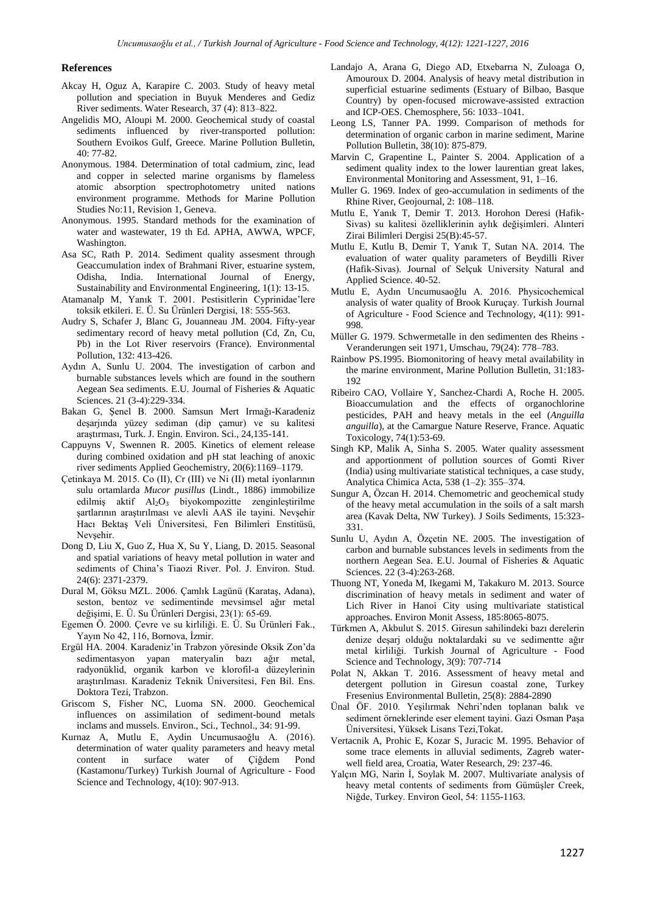## References

Akcay H, Oguz A, Karapire C. 2003. Study of heavy metal pollution and speciation in Buyuk Menderes and Gediz River sediments. Water Research, 37 (4): 813–822.

Angelidis MO, Aloupi M. 2000. Geochemical study of coastal sediments influenced by river-transported pollution: Southern Evoikos Gulf, Greece. Marine Pollution Bulletin, 40: 77-82.

Anonymous. 1984. Determination of total cadmium, zinc, lead and copper in selected marine organisms by flameless atomic absorption spectrophotometry united nations environment programme. Methods for Marine Pollution Studies No:11, Revision 1, Geneva.

Anonymous. 1995. Standard methods for the examination of water and wastewater, 19 th Ed. APHA, AWWA, WPCF, Washington.

Asa SC, Rath P. 2014. Sediment quality assesment through Geaccumulation index of Brahmani River, estuarine system, Odisha, India. International Journal of Energy, Sustainability and Environmental Engineering, 1(1): 13-15.

Atamanalp M, Yanık T. 2001. Pestisitlerin Cyprinidae'lere toksik etkileri. E. Ü. Su Ürünleri Dergisi, 18: 555-563.

Audry S, Schafer J, Blanc G, Jouanneau JM. 2004. Fifty-year sedimentary record of heavy metal pollution (Cd, Zn, Cu, Pb) in the Lot River reservoirs (France). Environmental Pollution, 132: 413-426.

Aydın A, Sunlu U. 2004. The investigation of carbon and burnable substances levels which are found in the southern Aegean Sea sediments. E.U. Journal of Fisheries & Aquatic Sciences. 21 (3-4):229-334.

Bakan G, Şenel B. 2000. Samsun Mert Irmağı-Karadeniz deşarjında yüzey sediman (dip çamur) ve su kalitesi araştırması, Turk. J. Engin. Environ. Sci., 24,135-141.

Cappuyns V, Swennen R. 2005. Kinetics of element release during combined oxidation and pH stat leaching of anoxic river sediments Applied Geochemistry, 20(6):1169–1179.

Çetinkaya M. 2015. Co (II), Cr (III) ve Ni (II) metal iyonlarının sulu ortamlarda *Mucor pusillus* (Lindt., 1886) immobilize edilmiş aktif $Al_2O_3$ biyokompozitte zenginleştirilme şartlarının araştırılması ve alevli AAS ile tayini. Nevşehir Hacı Bektaş Veli Üniversitesi, Fen Bilimleri Enstitüsü, Nevşehir.

Dong D, Liu X, Guo Z, Hua X, Su Y, Liang, D. 2015. Seasonal and spatial variations of heavy metal pollution in water and sediments of China's Tiaozi River. Pol. J. Environ. Stud. 24(6): 2371-2379.

Dural M, Göksu MZL. 2006. Çamlık Lagünü (Karataş, Adana), seston, bentoz ve sedimentinde mevsimsel ağır metal değişimi, E. Ü. Su Ürünleri Dergisi, 23(1): 65-69.

Egemen Ö. 2000. Çevre ve su kirliliği. E. Ü. Su Ürünleri Fak., Yayın No 42, 116, Bornova, İzmir.

Ergül HA. 2004. Karadeniz'in Trabzon yöresinde Oksik Zon'da sedimentasyon yapan materyalin bazı ağır metal, radyonüklid, organik karbon ve klorofil-a düzeylerinin araştırılması. Karadeniz Teknik Üniversitesi, Fen Bil. Ens. Doktora Tezi, Trabzon.

Griscom S, Fisher NC, Luoma SN. 2000. Geochemical influences on assimilation of sediment-bound metals inclams and mussels. Environ., Sci., Technol., 34: 91-99.

Kurnaz A, Mutlu E, Aydin Uncumusaoğlu A. (2016). determination of water quality parameters and heavy metal content in surface water of Çiğdem Pond (Kastamonu/Turkey) Turkish Journal of Agriculture - Food Science and Technology, 4(10): 907-913.

Landajo A, Arana G, Diego AD, Etxebarrıa N, Zuloaga O, Amouroux D. 2004. Analysis of heavy metal distribution in superficial estuarine sediments (Estuary of Bilbao, Basque Country) by open-focused microwave-assisted extraction and ICP-OES. Chemosphere, 56: 1033–1041.

Leong LS, Tanner PA. 1999. Comparison of methods for determination of organic carbon in marine sediment, Marine Pollution Bulletin, 38(10): 875-879.

Marvin C, Grapentine L, Painter S. 2004. Application of a sediment quality index to the lower laurentian great lakes, Environmental Monitoring and Assessment, 91, 1–16.

Muller G. 1969. Index of geo-accumulation in sediments of the Rhine River, Geojournal, 2: 108–118.

Mutlu E, Yanık T, Demir T. 2013. Horohon Deresi (Hafik-Sivas) su kalitesi özelliklerinin aylık değişimleri. Alınteri Zirai Bilimleri Dergisi 25(B):45-57.

Mutlu E, Kutlu B, Demir T, Yanık T, Sutan NA. 2014. The evaluation of water quality parameters of Beydilli River (Hafik-Sivas). Journal of Selçuk University Natural and Applied Science. 40-52.

Mutlu E, Aydın Uncumusaoğlu A. 2016. Physicochemical analysis of water quality of Brook Kuruçay. Turkish Journal of Agriculture - Food Science and Technology, 4(11): 991-998.

Müller G. 1979. Schwermetalle in den sedimenten des Rheins - Veranderungen seit 1971, Umschau, 79(24): 778–783.

Rainbow PS.1995. Biomonitoring of heavy metal availability in the marine environment, Marine Pollution Bulletin, 31:183-192

Ribeiro CAO, Vollaire Y, Sanchez-Chardi A, Roche H. 2005. Bioaccumulation and the effects of organochlorine pesticides, PAH and heavy metals in the eel (*Anguilla anguilla*), at the Camargue Nature Reserve, France. Aquatic Toxicology, 74(1):53-69.

Singh KP, Malik A, Sinha S. 2005. Water quality assessment and apportionment of pollution sources of Gomti River (India) using multivariate statistical techniques, a case study, Analytica Chimica Acta, 538 (1–2): 355–374.

Sungur A, Özcan H. 2014. Chemometric and geochemical study of the heavy metal accumulation in the soils of a salt marsh area (Kavak Delta, NW Turkey). J Soils Sediments, 15:323-331.

Sunlu U, Aydın A, Özçetin NE. 2005. The investigation of carbon and burnable substances levels in sediments from the northern Aegean Sea. E.U. Journal of Fisheries & Aquatic Sciences. 22 (3-4):263-268.

Thuong NT, Yoneda M, Ikegami M, Takakuro M. 2013. Source discrimination of heavy metals in sediment and water of Lich River in Hanoi City using multivariate statistical approaches. Environ Monit Assess, 185:8065-8075.

Türkmen A, Akbulut S. 2015. Giresun sahilindeki bazı derelerin denize deşarj olduğu noktalardaki su ve sedimentte ağır metal kirliliği. Turkish Journal of Agriculture - Food Science and Technology, 3(9): 707-714

Polat N, Akkan T. 2016. Assessment of heavy metal and detergent pollution in Giresun coastal zone, Turkey Fresenius Environmental Bulletin, 25(8): 2884-2890

Ünal ÖF. 2010. Yeşilırmak Nehri'nden toplanan balık ve sediment örneklerinde eser element tayini. Gazi Osman Paşa Üniversitesi, Yüksek Lisans Tezi,Tokat.

Vertacnik A, Prohic E, Kozar S, Juracic M. 1995. Behavior of some trace elements in alluvial sediments, Zagreb water-well field area, Croatia, Water Research, 29: 237-46.

Yalçın MG, Narin İ, Soylak M. 2007. Multivariate analysis of heavy metal contents of sediments from Gümüşler Creek, Niğde, Turkey. Environ Geol, 54: 1155-1163.